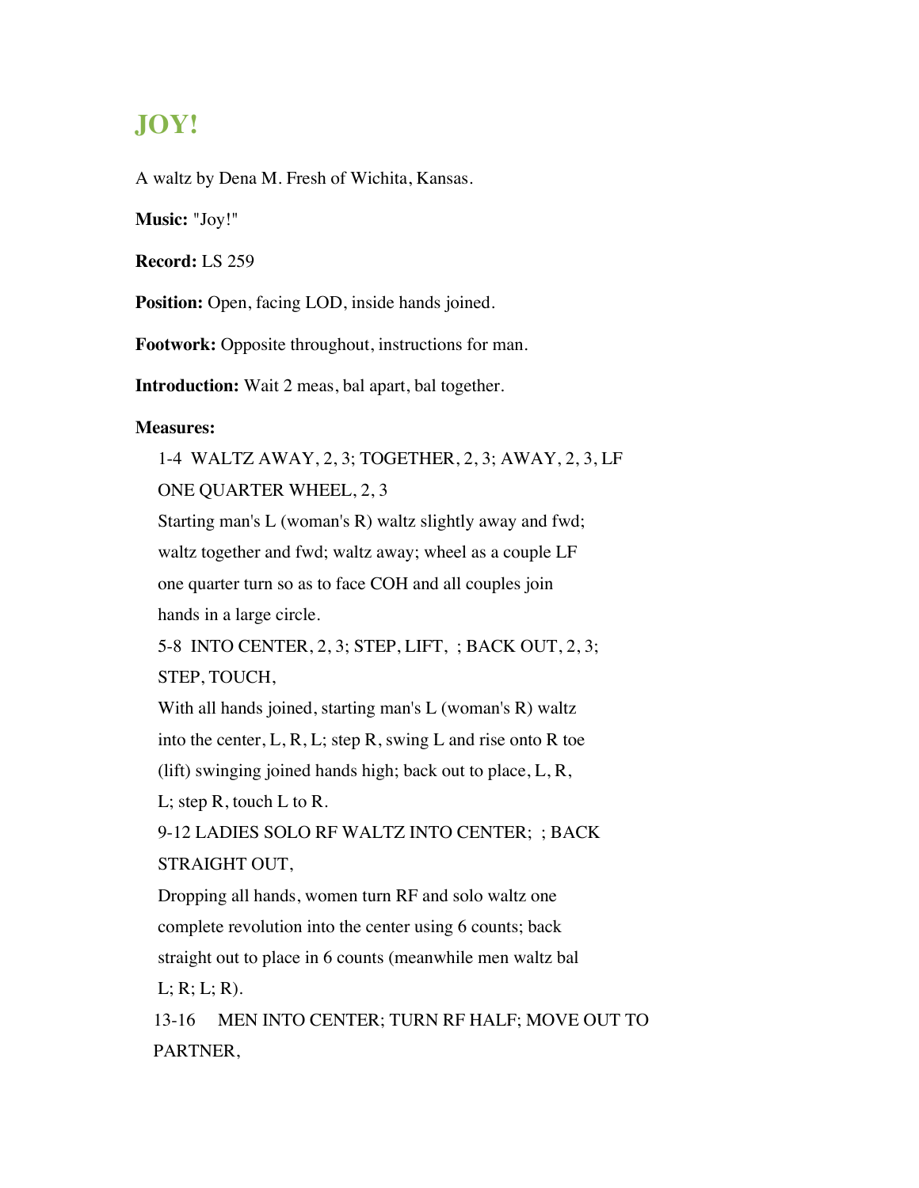# JOY!

A waltz by Dena M. Fresh of Wichita, Kansas.

**Music:** "Joy!"

**Record:** LS 259

**Position:** Open, facing LOD, inside hands joined.

**Footwork:** Opposite throughout, instructions for man.

**Introduction:** Wait 2 meas, bal apart, bal together.

**Measures:**

1-4 WALTZ AWAY, 2, 3; TOGETHER, 2, 3; AWAY, 2, 3, LF ONE QUARTER WHEEL, 2, 3

Starting man's L (woman's R) waltz slightly away and fwd; waltz together and fwd; waltz away; wheel as a couple LF one quarter turn so as to face COH and all couples join hands in a large circle.

5-8 INTO CENTER, 2, 3; STEP, LIFT, ; BACK OUT, 2, 3; STEP, TOUCH,

With all hands joined, starting man's L (woman's R) waltz into the center, L, R, L; step R, swing L and rise onto R toe (lift) swinging joined hands high; back out to place, L, R, L; step R, touch L to R.

9-12 LADIES SOLO RF WALTZ INTO CENTER; ; BACK STRAIGHT OUT,

Dropping all hands, women turn RF and solo waltz one complete revolution into the center using 6 counts; back straight out to place in 6 counts (meanwhile men waltz bal L; R; L; R).

13-16 MEN INTO CENTER; TURN RF HALF; MOVE OUT TO PARTNER,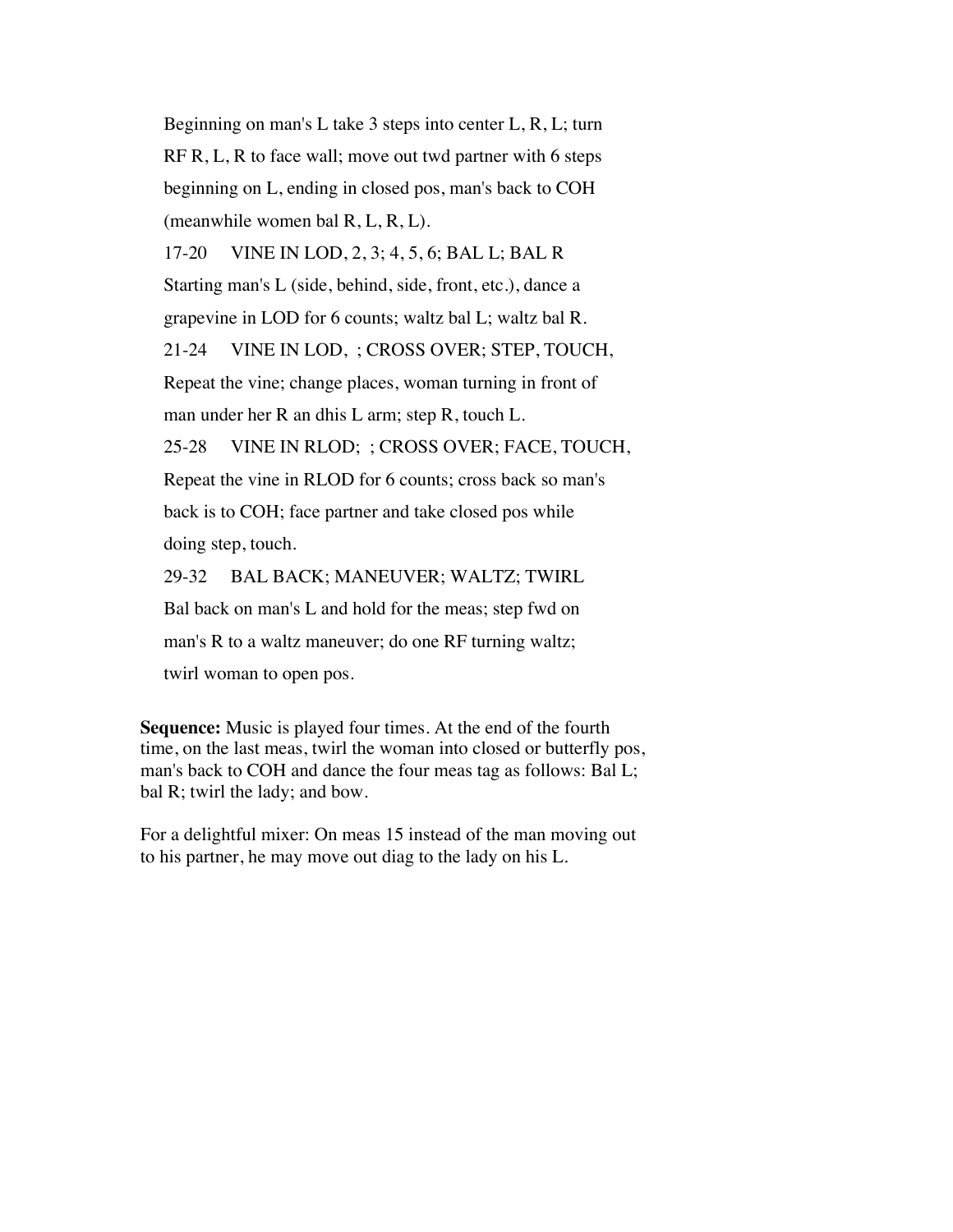Beginning on man's L take 3 steps into center L, R, L; turn RF R, L, R to face wall; move out twd partner with 6 steps beginning on L, ending in closed pos, man's back to COH (meanwhile women bal R, L, R, L).

17-20 VINE IN LOD, 2, 3; 4, 5, 6; BAL L; BAL R

Starting man's L (side, behind, side, front, etc.), dance a grapevine in LOD for 6 counts; waltz bal L; waltz bal R.

21-24 VINE IN LOD, ; CROSS OVER; STEP, TOUCH,

Repeat the vine; change places, woman turning in front of man under her R an dhis L arm; step R, touch L.

25-28 VINE IN RLOD; ; CROSS OVER; FACE, TOUCH,

Repeat the vine in RLOD for 6 counts; cross back so man's back is to COH; face partner and take closed pos while doing step, touch.

29-32 BAL BACK; MANEUVER; WALTZ; TWIRL

Bal back on man's L and hold for the meas; step fwd on man's R to a waltz maneuver; do one RF turning waltz; twirl woman to open pos.

**Sequence:** Music is played four times. At the end of the fourth time, on the last meas, twirl the woman into closed or butterfly pos, man's back to COH and dance the four meas tag as follows: Bal L; bal R; twirl the lady; and bow.

For a delightful mixer: On meas 15 instead of the man moving out to his partner, he may move out diag to the lady on his L.